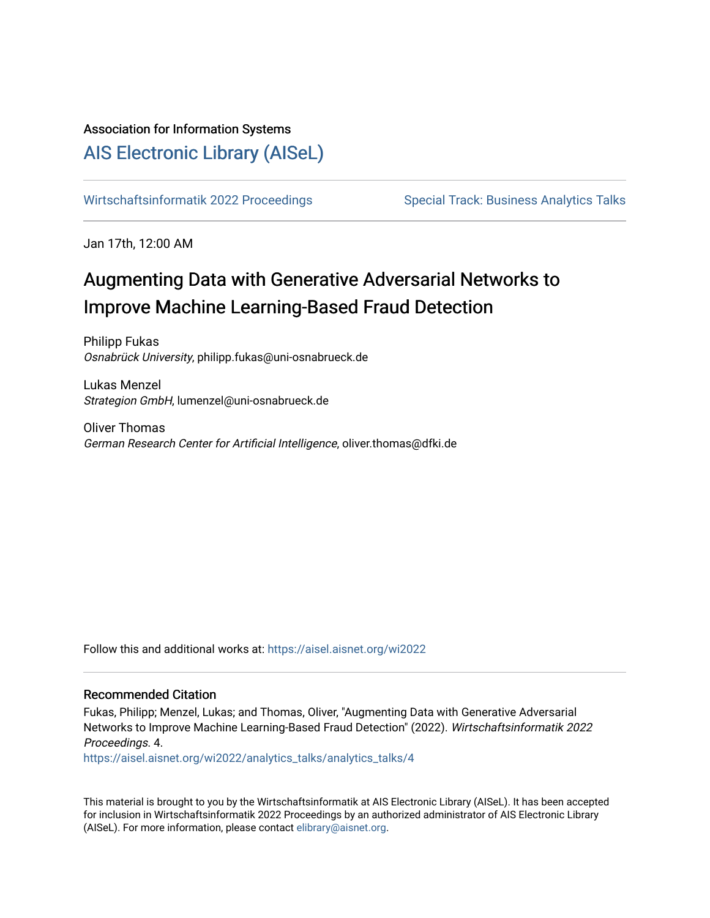Association for Information Systems

# AIS Electronic Library (AISeL)

Wirtschaftsinformatik 2022 Proceedings | Special Track: Business Analytics Talks

Jan 17th, 12:00 AM

## Augmenting Data with Generative Adversarial Networks to Improve Machine Learning-Based Fraud Detection

Philipp Fukas
*Osnabrück University*, philipp.fukas@uni-osnabrueck.de

Lukas Menzel
*Strategion GmbH*, lumenzel@uni-osnabrueck.de

Oliver Thomas
*German Research Center for Artificial Intelligence*, oliver.thomas@dfki.de

Follow this and additional works at: https://aisel.aisnet.org/wi2022

### Recommended Citation

Fukas, Philipp; Menzel, Lukas; and Thomas, Oliver, "Augmenting Data with Generative Adversarial Networks to Improve Machine Learning-Based Fraud Detection" (2022). *Wirtschaftsinformatik 2022 Proceedings*. 4.
https://aisel.aisnet.org/wi2022/analytics_talks/analytics_talks/4

This material is brought to you by the Wirtschaftsinformatik at AIS Electronic Library (AISeL). It has been accepted for inclusion in Wirtschaftsinformatik 2022 Proceedings by an authorized administrator of AIS Electronic Library (AISeL). For more information, please contact elibrary@aisnet.org.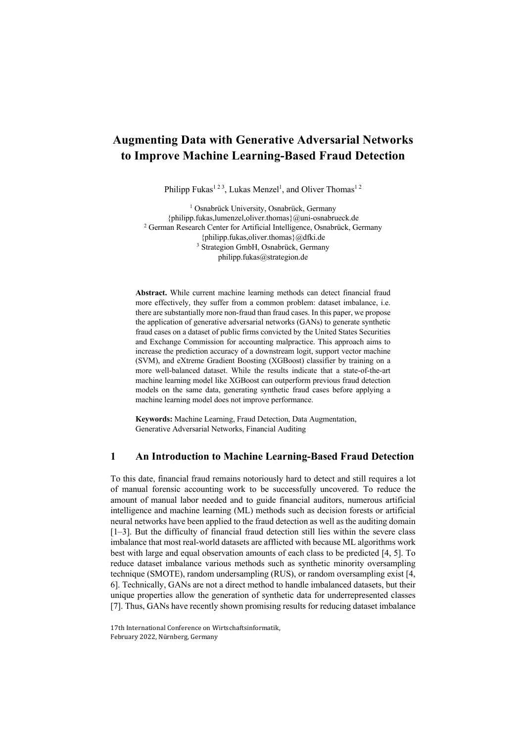# Augmenting Data with Generative Adversarial Networks to Improve Machine Learning-Based Fraud Detection

Philipp Fukas[1,2,3], Lukas Menzel[1], and Oliver Thomas[1,2]

[1] Osnabrück University, Osnabrück, Germany
{philipp.fukas,lumenzel,oliver.thomas}@uni-osnabrueck.de
[2] German Research Center for Artificial Intelligence, Osnabrück, Germany
{philipp.fukas,oliver.thomas}@dfki.de
[3] Strategion GmbH, Osnabrück, Germany
philipp.fukas@strategion.de

**Abstract.** While current machine learning methods can detect financial fraud more effectively, they suffer from a common problem: dataset imbalance, i.e. there are substantially more non-fraud than fraud cases. In this paper, we propose the application of generative adversarial networks (GANs) to generate synthetic fraud cases on a dataset of public firms convicted by the United States Securities and Exchange Commission for accounting malpractice. This approach aims to increase the prediction accuracy of a downstream logit, support vector machine (SVM), and eXtreme Gradient Boosting (XGBoost) classifier by training on a more well-balanced dataset. While the results indicate that a state-of-the-art machine learning model like XGBoost can outperform previous fraud detection models on the same data, generating synthetic fraud cases before applying a machine learning model does not improve performance.

**Keywords:** Machine Learning, Fraud Detection, Data Augmentation, Generative Adversarial Networks, Financial Auditing

## 1 An Introduction to Machine Learning-Based Fraud Detection

To this date, financial fraud remains notoriously hard to detect and still requires a lot of manual forensic accounting work to be successfully uncovered. To reduce the amount of manual labor needed and to guide financial auditors, numerous artificial intelligence and machine learning (ML) methods such as decision forests or artificial neural networks have been applied to the fraud detection as well as the auditing domain [1–3]. But the difficulty of financial fraud detection still lies within the severe class imbalance that most real-world datasets are afflicted with because ML algorithms work best with large and equal observation amounts of each class to be predicted [4, 5]. To reduce dataset imbalance various methods such as synthetic minority oversampling technique (SMOTE), random undersampling (RUS), or random oversampling exist [4, 6]. Technically, GANs are not a direct method to handle imbalanced datasets, but their unique properties allow the generation of synthetic data for underrepresented classes [7]. Thus, GANs have recently shown promising results for reducing dataset imbalance

17th International Conference on Wirtschaftsinformatik,
February 2022, Nürnberg, Germany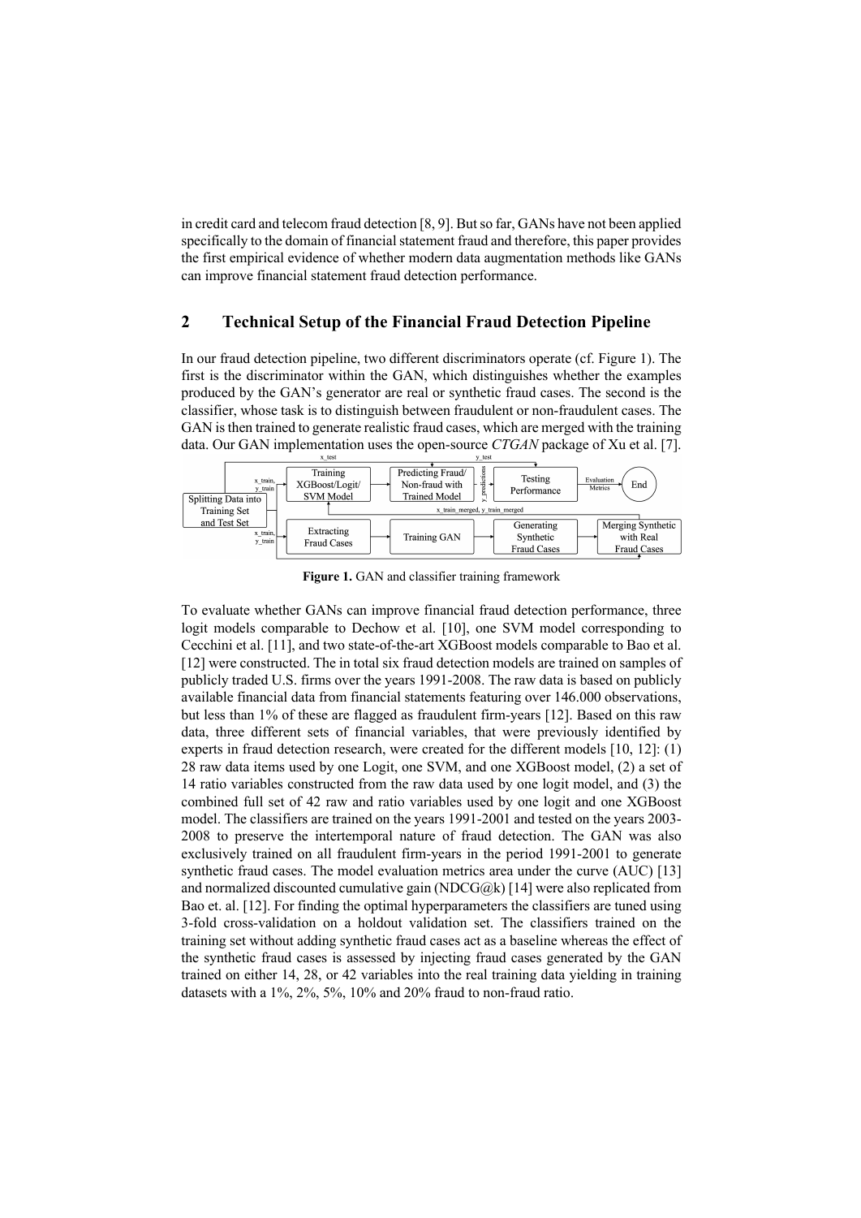in credit card and telecom fraud detection [8, 9]. But so far, GANs have not been applied specifically to the domain of financial statement fraud and therefore, this paper provides the first empirical evidence of whether modern data augmentation methods like GANs can improve financial statement fraud detection performance.

## 2 Technical Setup of the Financial Fraud Detection Pipeline

In our fraud detection pipeline, two different discriminators operate (cf. Figure 1). The first is the discriminator within the GAN, which distinguishes whether the examples produced by the GAN's generator are real or synthetic fraud cases. The second is the classifier, whose task is to distinguish between fraudulent or non-fraudulent cases. The GAN is then trained to generate realistic fraud cases, which are merged with the training data. Our GAN implementation uses the open-source *CTGAN* package of Xu et al. [7].

**Figure 1.** GAN and classifier training framework

To evaluate whether GANs can improve financial fraud detection performance, three logit models comparable to Dechow et al. [10], one SVM model corresponding to Cecchini et al. [11], and two state-of-the-art XGBoost models comparable to Bao et al. [12] were constructed. The in total six fraud detection models are trained on samples of publicly traded U.S. firms over the years 1991-2008. The raw data is based on publicly available financial data from financial statements featuring over 146.000 observations, but less than 1% of these are flagged as fraudulent firm-years [12]. Based on this raw data, three different sets of financial variables, that were previously identified by experts in fraud detection research, were created for the different models [10, 12]: (1) 28 raw data items used by one Logit, one SVM, and one XGBoost model, (2) a set of 14 ratio variables constructed from the raw data used by one logit model, and (3) the combined full set of 42 raw and ratio variables used by one logit and one XGBoost model. The classifiers are trained on the years 1991-2001 and tested on the years 2003-2008 to preserve the intertemporal nature of fraud detection. The GAN was also exclusively trained on all fraudulent firm-years in the period 1991-2001 to generate synthetic fraud cases. The model evaluation metrics area under the curve (AUC) [13] and normalized discounted cumulative gain (NDCG@k) [14] were also replicated from Bao et. al. [12]. For finding the optimal hyperparameters the classifiers are tuned using 3-fold cross-validation on a holdout validation set. The classifiers trained on the training set without adding synthetic fraud cases act as a baseline whereas the effect of the synthetic fraud cases is assessed by injecting fraud cases generated by the GAN trained on either 14, 28, or 42 variables into the real training data yielding in training datasets with a 1%, 2%, 5%, 10% and 20% fraud to non-fraud ratio.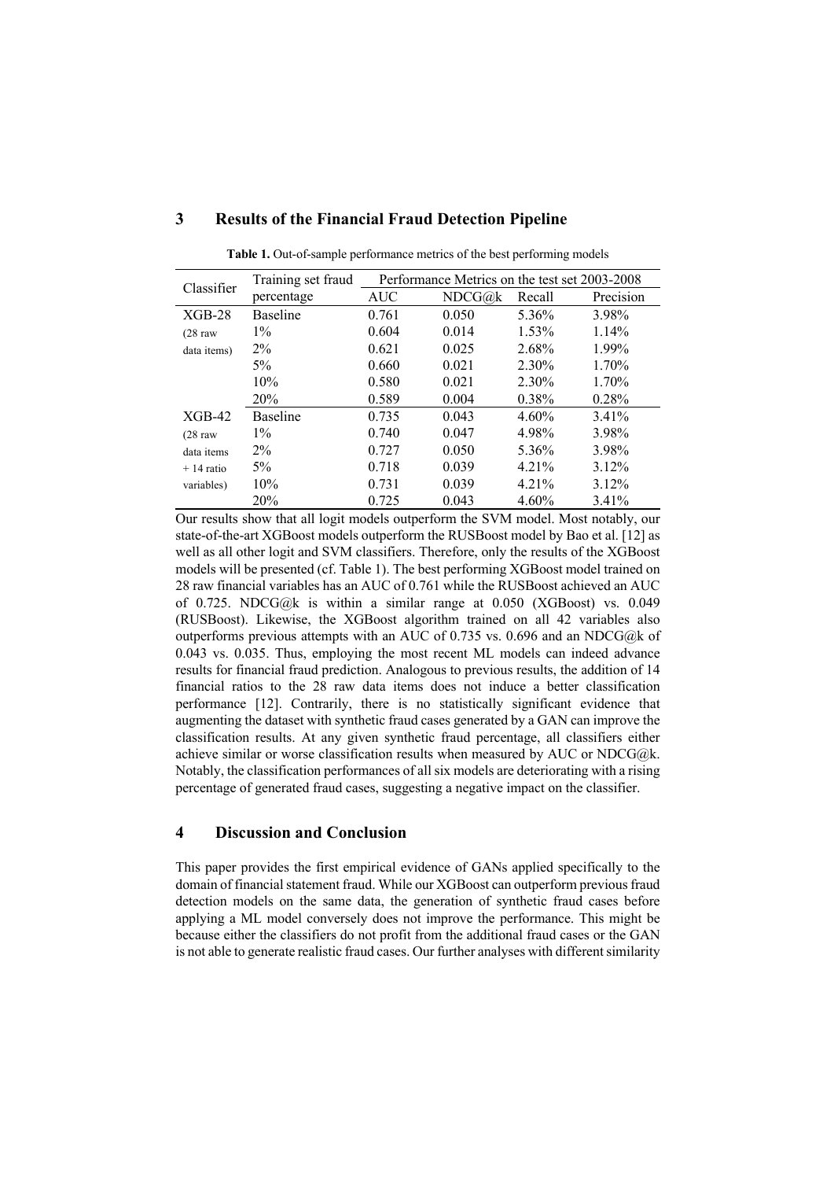## 3 Results of the Financial Fraud Detection Pipeline

**Table 1.** Out-of-sample performance metrics of the best performing models

| Classifier | Training set fraud percentage | Performance Metrics on the test set 2003-2008 | | | |
|---|---|---|---|---|---|
| | | AUC | NDCG@k | Recall | Precision |
| XGB-28 (28 raw data items) | Baseline | 0.761 | 0.050 | 5.36% | 3.98% |
| | 1% | 0.604 | 0.014 | 1.53% | 1.14% |
| | 2% | 0.621 | 0.025 | 2.68% | 1.99% |
| | 5% | 0.660 | 0.021 | 2.30% | 1.70% |
| | 10% | 0.580 | 0.021 | 2.30% | 1.70% |
| | 20% | 0.589 | 0.004 | 0.38% | 0.28% |
| XGB-42 (28 raw data items + 14 ratio variables) | Baseline | 0.735 | 0.043 | 4.60% | 3.41% |
| | 1% | 0.740 | 0.047 | 4.98% | 3.98% |
| | 2% | 0.727 | 0.050 | 5.36% | 3.98% |
| | 5% | 0.718 | 0.039 | 4.21% | 3.12% |
| | 10% | 0.731 | 0.039 | 4.21% | 3.12% |
| | 20% | 0.725 | 0.043 | 4.60% | 3.41% |

Our results show that all logit models outperform the SVM model. Most notably, our state-of-the-art XGBoost models outperform the RUSBoost model by Bao et al. [12] as well as all other logit and SVM classifiers. Therefore, only the results of the XGBoost models will be presented (cf. Table 1). The best performing XGBoost model trained on 28 raw financial variables has an AUC of 0.761 while the RUSBoost achieved an AUC of 0.725. NDCG@k is within a similar range at 0.050 (XGBoost) vs. 0.049 (RUSBoost). Likewise, the XGBoost algorithm trained on all 42 variables also outperforms previous attempts with an AUC of 0.735 vs. 0.696 and an NDCG@k of 0.043 vs. 0.035. Thus, employing the most recent ML models can indeed advance results for financial fraud prediction. Analogous to previous results, the addition of 14 financial ratios to the 28 raw data items does not induce a better classification performance [12]. Contrarily, there is no statistically significant evidence that augmenting the dataset with synthetic fraud cases generated by a GAN can improve the classification results. At any given synthetic fraud percentage, all classifiers either achieve similar or worse classification results when measured by AUC or NDCG@k. Notably, the classification performances of all six models are deteriorating with a rising percentage of generated fraud cases, suggesting a negative impact on the classifier.

## 4 Discussion and Conclusion

This paper provides the first empirical evidence of GANs applied specifically to the domain of financial statement fraud. While our XGBoost can outperform previous fraud detection models on the same data, the generation of synthetic fraud cases before applying a ML model conversely does not improve the performance. This might be because either the classifiers do not profit from the additional fraud cases or the GAN is not able to generate realistic fraud cases. Our further analyses with different similarity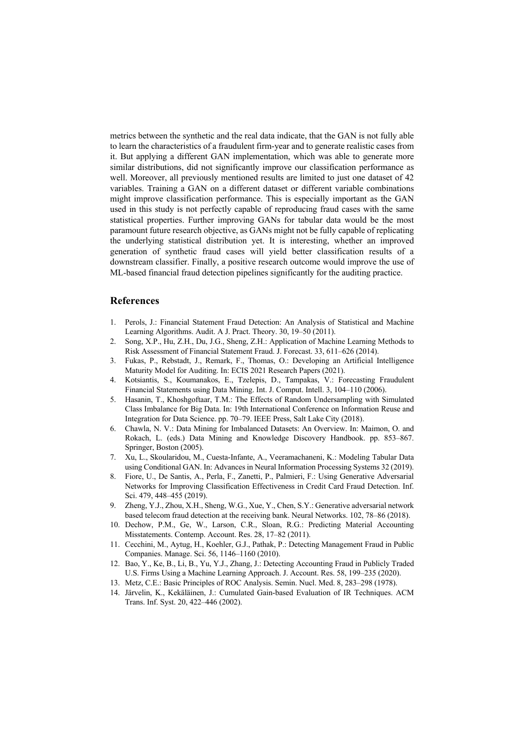metrics between the synthetic and the real data indicate, that the GAN is not fully able to learn the characteristics of a fraudulent firm-year and to generate realistic cases from it. But applying a different GAN implementation, which was able to generate more similar distributions, did not significantly improve our classification performance as well. Moreover, all previously mentioned results are limited to just one dataset of 42 variables. Training a GAN on a different dataset or different variable combinations might improve classification performance. This is especially important as the GAN used in this study is not perfectly capable of reproducing fraud cases with the same statistical properties. Further improving GANs for tabular data would be the most paramount future research objective, as GANs might not be fully capable of replicating the underlying statistical distribution yet. It is interesting, whether an improved generation of synthetic fraud cases will yield better classification results of a downstream classifier. Finally, a positive research outcome would improve the use of ML-based financial fraud detection pipelines significantly for the auditing practice.

## References

1. Perols, J.: Financial Statement Fraud Detection: An Analysis of Statistical and Machine Learning Algorithms. Audit. A J. Pract. Theory. 30, 19–50 (2011).
2. Song, X.P., Hu, Z.H., Du, J.G., Sheng, Z.H.: Application of Machine Learning Methods to Risk Assessment of Financial Statement Fraud. J. Forecast. 33, 611–626 (2014).
3. Fukas, P., Rebstadt, J., Remark, F., Thomas, O.: Developing an Artificial Intelligence Maturity Model for Auditing. In: ECIS 2021 Research Papers (2021).
4. Kotsiantis, S., Koumanakos, E., Tzelepis, D., Tampakas, V.: Forecasting Fraudulent Financial Statements using Data Mining. Int. J. Comput. Intell. 3, 104–110 (2006).
5. Hasanin, T., Khoshgoftaar, T.M.: The Effects of Random Undersampling with Simulated Class Imbalance for Big Data. In: 19th International Conference on Information Reuse and Integration for Data Science. pp. 70–79. IEEE Press, Salt Lake City (2018).
6. Chawla, N. V.: Data Mining for Imbalanced Datasets: An Overview. In: Maimon, O. and Rokach, L. (eds.) Data Mining and Knowledge Discovery Handbook. pp. 853–867. Springer, Boston (2005).
7. Xu, L., Skoularidou, M., Cuesta-Infante, A., Veeramachaneni, K.: Modeling Tabular Data using Conditional GAN. In: Advances in Neural Information Processing Systems 32 (2019).
8. Fiore, U., De Santis, A., Perla, F., Zanetti, P., Palmieri, F.: Using Generative Adversarial Networks for Improving Classification Effectiveness in Credit Card Fraud Detection. Inf. Sci. 479, 448–455 (2019).
9. Zheng, Y.J., Zhou, X.H., Sheng, W.G., Xue, Y., Chen, S.Y.: Generative adversarial network based telecom fraud detection at the receiving bank. Neural Networks. 102, 78–86 (2018).
10. Dechow, P.M., Ge, W., Larson, C.R., Sloan, R.G.: Predicting Material Accounting Misstatements. Contemp. Account. Res. 28, 17–82 (2011).
11. Cecchini, M., Aytug, H., Koehler, G.J., Pathak, P.: Detecting Management Fraud in Public Companies. Manage. Sci. 56, 1146–1160 (2010).
12. Bao, Y., Ke, B., Li, B., Yu, Y.J., Zhang, J.: Detecting Accounting Fraud in Publicly Traded U.S. Firms Using a Machine Learning Approach. J. Account. Res. 58, 199–235 (2020).
13. Metz, C.E.: Basic Principles of ROC Analysis. Semin. Nucl. Med. 8, 283–298 (1978).
14. Järvelin, K., Kekäläinen, J.: Cumulated Gain-based Evaluation of IR Techniques. ACM Trans. Inf. Syst. 20, 422–446 (2002).